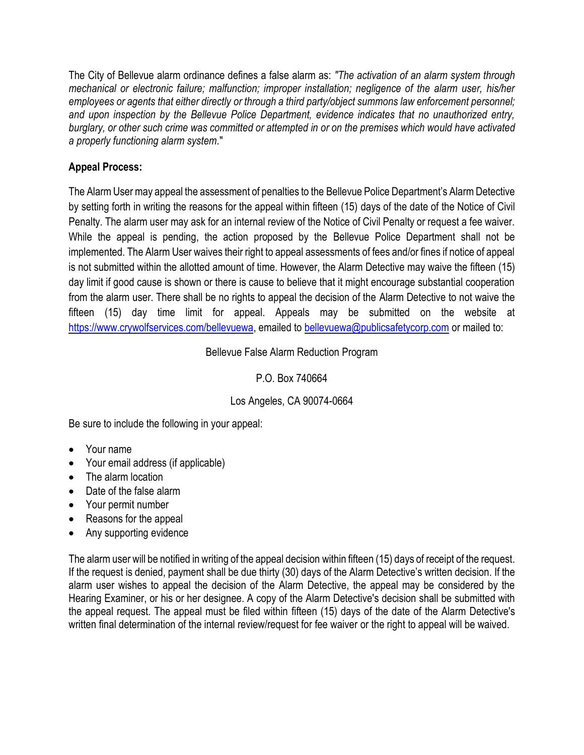The City of Bellevue alarm ordinance defines a false alarm as: *"The activation of an alarm system through mechanical or electronic failure; malfunction; improper installation; negligence of the alarm user, his/her employees or agents that either directly or through a third party/object summons law enforcement personnel; and upon inspection by the Bellevue Police Department, evidence indicates that no unauthorized entry, burglary, or other such crime was committed or attempted in or on the premises which would have activated a properly functioning alarm system.*"

**Appeal Process:**

The Alarm User may appeal the assessment of penalties to the Bellevue Police Department's Alarm Detective by setting forth in writing the reasons for the appeal within fifteen (15) days of the date of the Notice of Civil Penalty. The alarm user may ask for an internal review of the Notice of Civil Penalty or request a fee waiver. While the appeal is pending, the action proposed by the Bellevue Police Department shall not be implemented. The Alarm User waives their right to appeal assessments of fees and/or fines if notice of appeal is not submitted within the allotted amount of time. However, the Alarm Detective may waive the fifteen (15) day limit if good cause is shown or there is cause to believe that it might encourage substantial cooperation from the alarm user. There shall be no rights to appeal the decision of the Alarm Detective to not waive the fifteen (15) day time limit for appeal. Appeals may be submitted on the website at https://www.crywolfservices.com/bellevuewa, emailed to bellevuewa@publicsafetycorp.com or mailed to:

Bellevue False Alarm Reduction Program

P.O. Box 740664

Los Angeles, CA 90074-0664

Be sure to include the following in your appeal:

- Your name
- Your email address (if applicable)
- The alarm location
- Date of the false alarm
- Your permit number
- Reasons for the appeal
- Any supporting evidence

The alarm user will be notified in writing of the appeal decision within fifteen (15) days of receipt of the request. If the request is denied, payment shall be due thirty (30) days of the Alarm Detective's written decision. If the alarm user wishes to appeal the decision of the Alarm Detective, the appeal may be considered by the Hearing Examiner, or his or her designee. A copy of the Alarm Detective's decision shall be submitted with the appeal request. The appeal must be filed within fifteen (15) days of the date of the Alarm Detective's written final determination of the internal review/request for fee waiver or the right to appeal will be waived.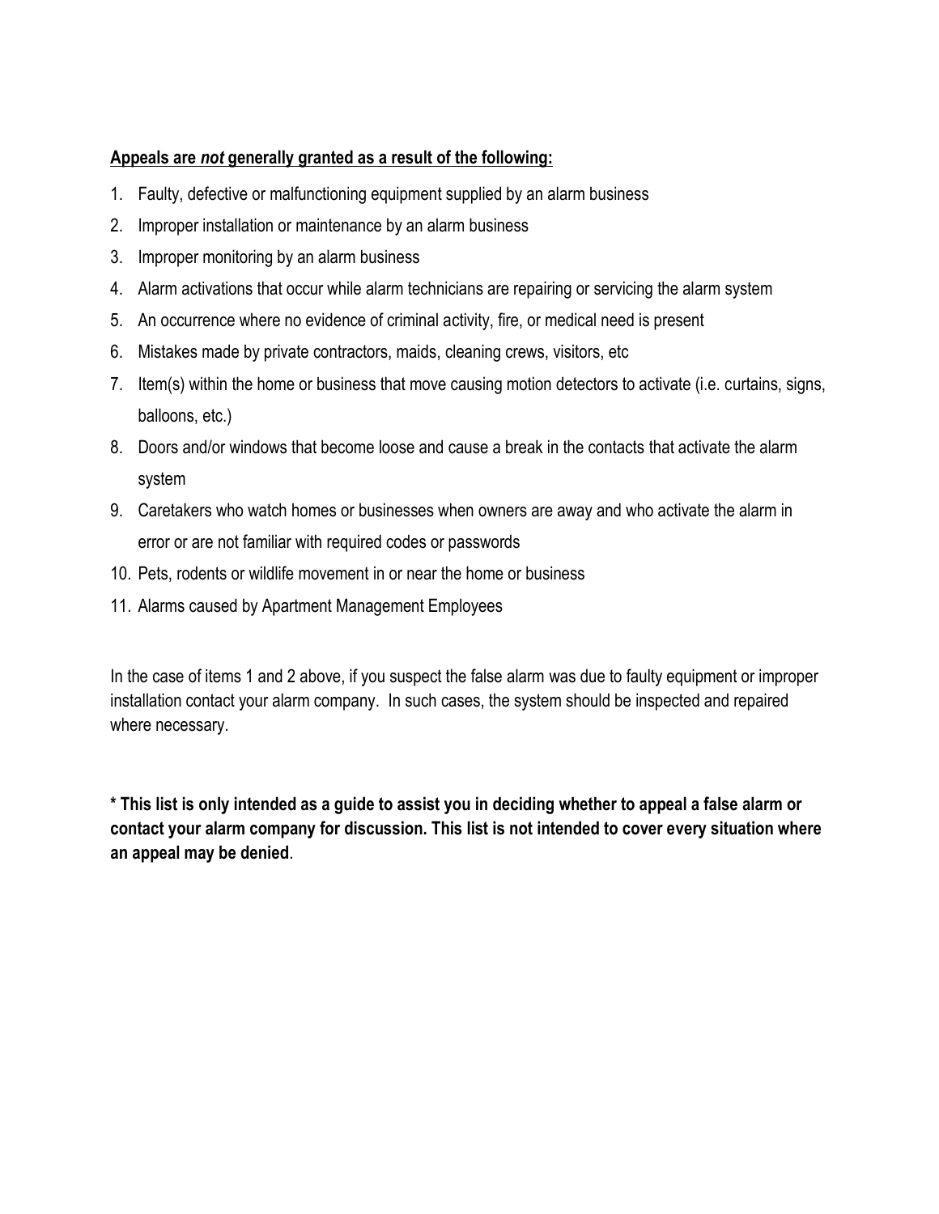**<u>Appeals are *not* generally granted as a result of the following:</u>**

1. Faulty, defective or malfunctioning equipment supplied by an alarm business
2. Improper installation or maintenance by an alarm business
3. Improper monitoring by an alarm business
4. Alarm activations that occur while alarm technicians are repairing or servicing the alarm system
5. An occurrence where no evidence of criminal activity, fire, or medical need is present
6. Mistakes made by private contractors, maids, cleaning crews, visitors, etc
7. Item(s) within the home or business that move causing motion detectors to activate (i.e. curtains, signs, balloons, etc.)
8. Doors and/or windows that become loose and cause a break in the contacts that activate the alarm system
9. Caretakers who watch homes or businesses when owners are away and who activate the alarm in error or are not familiar with required codes or passwords
10. Pets, rodents or wildlife movement in or near the home or business
11. Alarms caused by Apartment Management Employees

In the case of items 1 and 2 above, if you suspect the false alarm was due to faulty equipment or improper installation contact your alarm company. In such cases, the system should be inspected and repaired where necessary.

**\* This list is only intended as a guide to assist you in deciding whether to appeal a false alarm or contact your alarm company for discussion. This list is not intended to cover every situation where an appeal may be denied**.